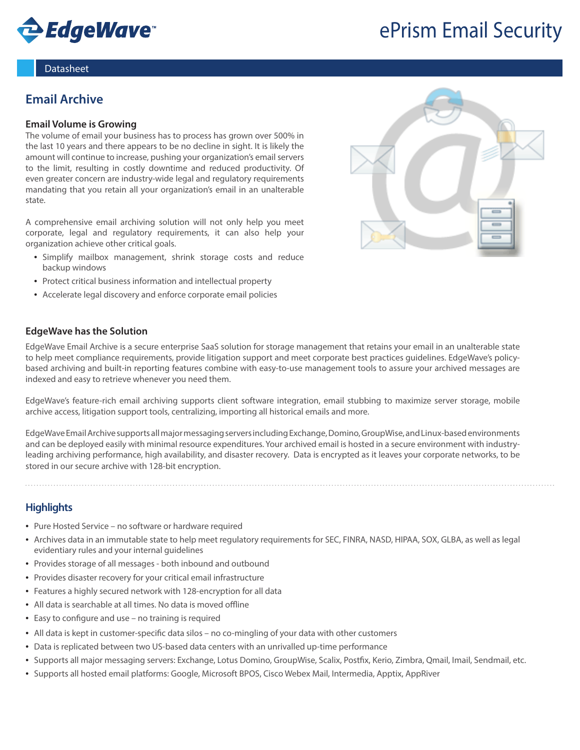EdgeWave™

# ePrism Email Security

Datasheet

## Email Archive

### Email Volume is Growing

The volume of email your business has to process has grown over 500% in the last 10 years and there appears to be no decline in sight. It is likely the amount will continue to increase, pushing your organization's email servers to the limit, resulting in costly downtime and reduced productivity. Of even greater concern are industry-wide legal and regulatory requirements mandating that you retain all your organization's email in an unalterable state.

A comprehensive email archiving solution will not only help you meet corporate, legal and regulatory requirements, it can also help your organization achieve other critical goals.

- Simplify mailbox management, shrink storage costs and reduce backup windows
- Protect critical business information and intellectual property
- Accelerate legal discovery and enforce corporate email policies

### EdgeWave has the Solution

EdgeWave Email Archive is a secure enterprise SaaS solution for storage management that retains your email in an unalterable state to help meet compliance requirements, provide litigation support and meet corporate best practices guidelines. EdgeWave's policy-based archiving and built-in reporting features combine with easy-to-use management tools to assure your archived messages are indexed and easy to retrieve whenever you need them.

EdgeWave's feature-rich email archiving supports client software integration, email stubbing to maximize server storage, mobile archive access, litigation support tools, centralizing, importing all historical emails and more.

EdgeWave Email Archive supports all major messaging servers including Exchange, Domino, GroupWise, and Linux-based environments and can be deployed easily with minimal resource expenditures. Your archived email is hosted in a secure environment with industry-leading archiving performance, high availability, and disaster recovery. Data is encrypted as it leaves your corporate networks, to be stored in our secure archive with 128-bit encryption.

## Highlights

- Pure Hosted Service – no software or hardware required
- Archives data in an immutable state to help meet regulatory requirements for SEC, FINRA, NASD, HIPAA, SOX, GLBA, as well as legal evidentiary rules and your internal guidelines
- Provides storage of all messages - both inbound and outbound
- Provides disaster recovery for your critical email infrastructure
- Features a highly secured network with 128-encryption for all data
- All data is searchable at all times. No data is moved offline
- Easy to configure and use – no training is required
- All data is kept in customer-specific data silos – no co-mingling of your data with other customers
- Data is replicated between two US-based data centers with an unrivalled up-time performance
- Supports all major messaging servers: Exchange, Lotus Domino, GroupWise, Scalix, Postfix, Kerio, Zimbra, Qmail, Imail, Sendmail, etc.
- Supports all hosted email platforms: Google, Microsoft BPOS, Cisco Webex Mail, Intermedia, Apptix, AppRiver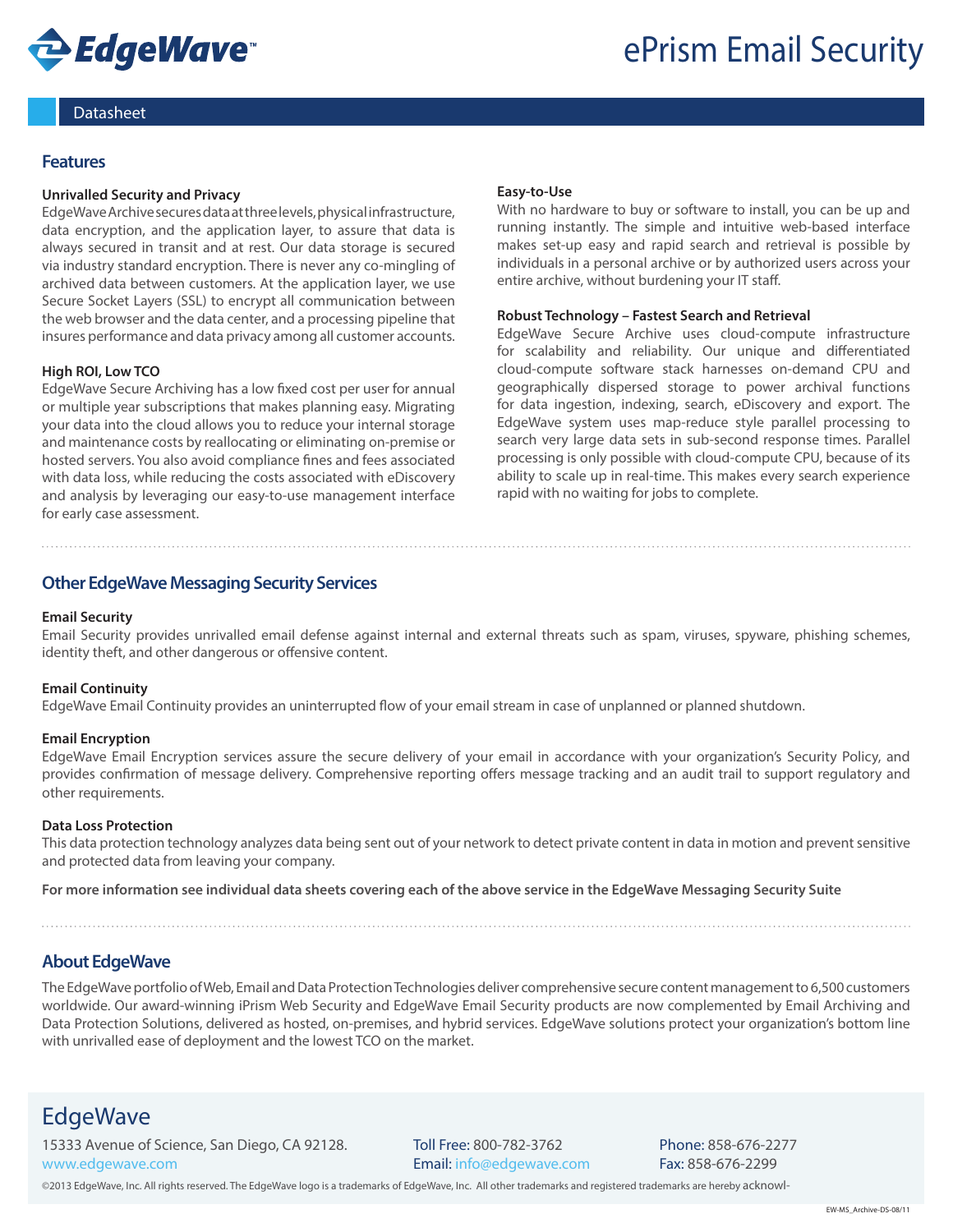## Features

### Unrivalled Security and Privacy

EdgeWave Archive secures data at three levels, physical infrastructure, data encryption, and the application layer, to assure that data is always secured in transit and at rest. Our data storage is secured via industry standard encryption. There is never any co-mingling of archived data between customers. At the application layer, we use Secure Socket Layers (SSL) to encrypt all communication between the web browser and the data center, and a processing pipeline that insures performance and data privacy among all customer accounts.

### High ROI, Low TCO

EdgeWave Secure Archiving has a low fixed cost per user for annual or multiple year subscriptions that makes planning easy. Migrating your data into the cloud allows you to reduce your internal storage and maintenance costs by reallocating or eliminating on-premise or hosted servers. You also avoid compliance fines and fees associated with data loss, while reducing the costs associated with eDiscovery and analysis by leveraging our easy-to-use management interface for early case assessment.

### Easy-to-Use

With no hardware to buy or software to install, you can be up and running instantly. The simple and intuitive web-based interface makes set-up easy and rapid search and retrieval is possible by individuals in a personal archive or by authorized users across your entire archive, without burdening your IT staff.

### Robust Technology – Fastest Search and Retrieval

EdgeWave Secure Archive uses cloud-compute infrastructure for scalability and reliability. Our unique and differentiated cloud-compute software stack harnesses on-demand CPU and geographically dispersed storage to power archival functions for data ingestion, indexing, search, eDiscovery and export. The EdgeWave system uses map-reduce style parallel processing to search very large data sets in sub-second response times. Parallel processing is only possible with cloud-compute CPU, because of its ability to scale up in real-time. This makes every search experience rapid with no waiting for jobs to complete.

## Other EdgeWave Messaging Security Services

### Email Security

Email Security provides unrivalled email defense against internal and external threats such as spam, viruses, spyware, phishing schemes, identity theft, and other dangerous or offensive content.

### Email Continuity

EdgeWave Email Continuity provides an uninterrupted flow of your email stream in case of unplanned or planned shutdown.

### Email Encryption

EdgeWave Email Encryption services assure the secure delivery of your email in accordance with your organization's Security Policy, and provides confirmation of message delivery. Comprehensive reporting offers message tracking and an audit trail to support regulatory and other requirements.

### Data Loss Protection

This data protection technology analyzes data being sent out of your network to detect private content in data in motion and prevent sensitive and protected data from leaving your company.

**For more information see individual data sheets covering each of the above service in the EdgeWave Messaging Security Suite**

## About EdgeWave

The EdgeWave portfolio of Web, Email and Data Protection Technologies deliver comprehensive secure content management to 6,500 customers worldwide. Our award-winning iPrism Web Security and EdgeWave Email Security products are now complemented by Email Archiving and Data Protection Solutions, delivered as hosted, on-premises, and hybrid services. EdgeWave solutions protect your organization's bottom line with unrivalled ease of deployment and the lowest TCO on the market.

## EdgeWave

15333 Avenue of Science, San Diego, CA 92128.
www.edgewave.com

Toll Free: 800-782-3762
Email: info@edgewave.com

Phone: 858-676-2277
Fax: 858-676-2299

©2013 EdgeWave, Inc. All rights reserved. The EdgeWave logo is a trademarks of EdgeWave, Inc. All other trademarks and registered trademarks are hereby acknowl-

EW-MS_Archive-DS-08/11